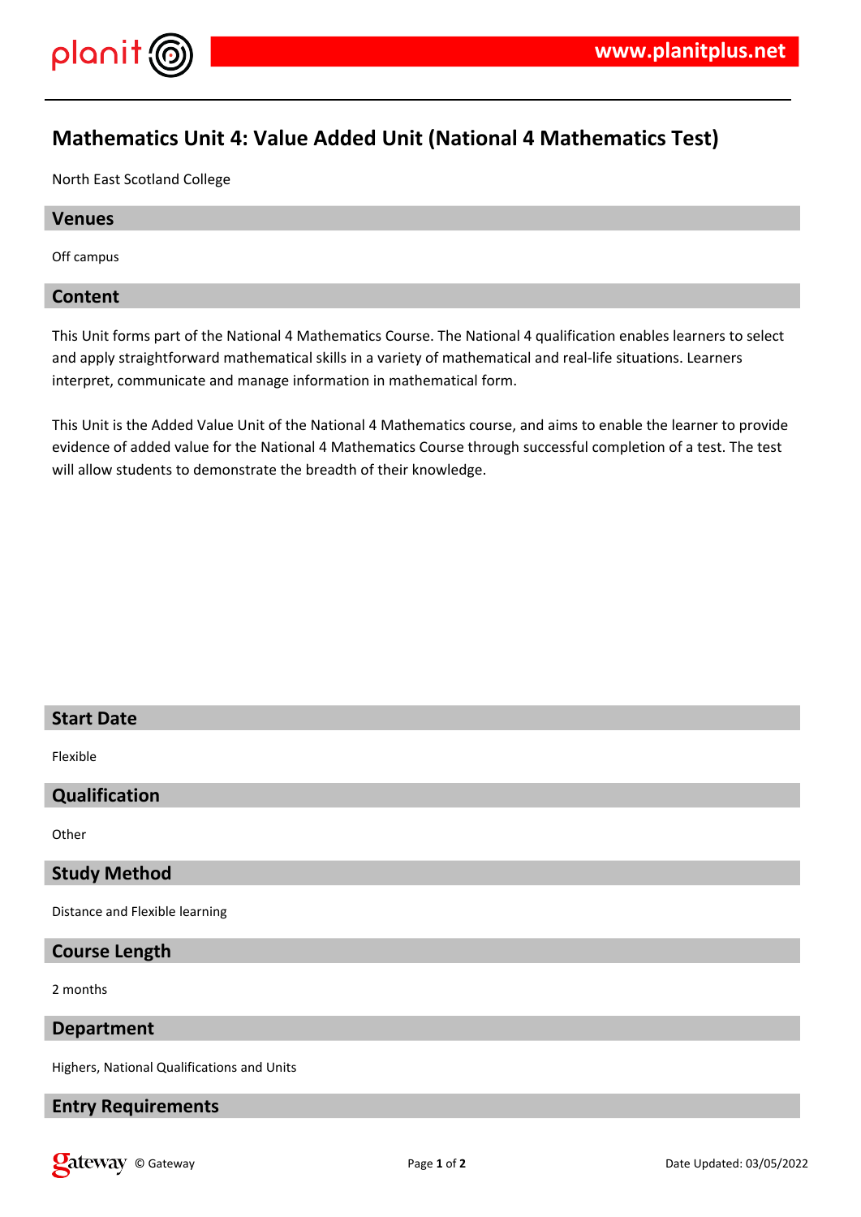# Mathematics Unit 4: Value Added Unit (National 4 Mathematics Test)

North East Scotland College

## Venues

Off campus

## Content

This Unit forms part of the National 4 Mathematics Course. The National 4 qualification enables learners to select and apply straightforward mathematical skills in a variety of mathematical and real-life situations. Learners interpret, communicate and manage information in mathematical form.

This Unit is the Added Value Unit of the National 4 Mathematics course, and aims to enable the learner to provide evidence of added value for the National 4 Mathematics Course through successful completion of a test. The test will allow students to demonstrate the breadth of their knowledge.

## Start Date

Flexible

## Qualification

Other

## Study Method

Distance and Flexible learning

## Course Length

2 months

## Department

Highers, National Qualifications and Units

## Entry Requirements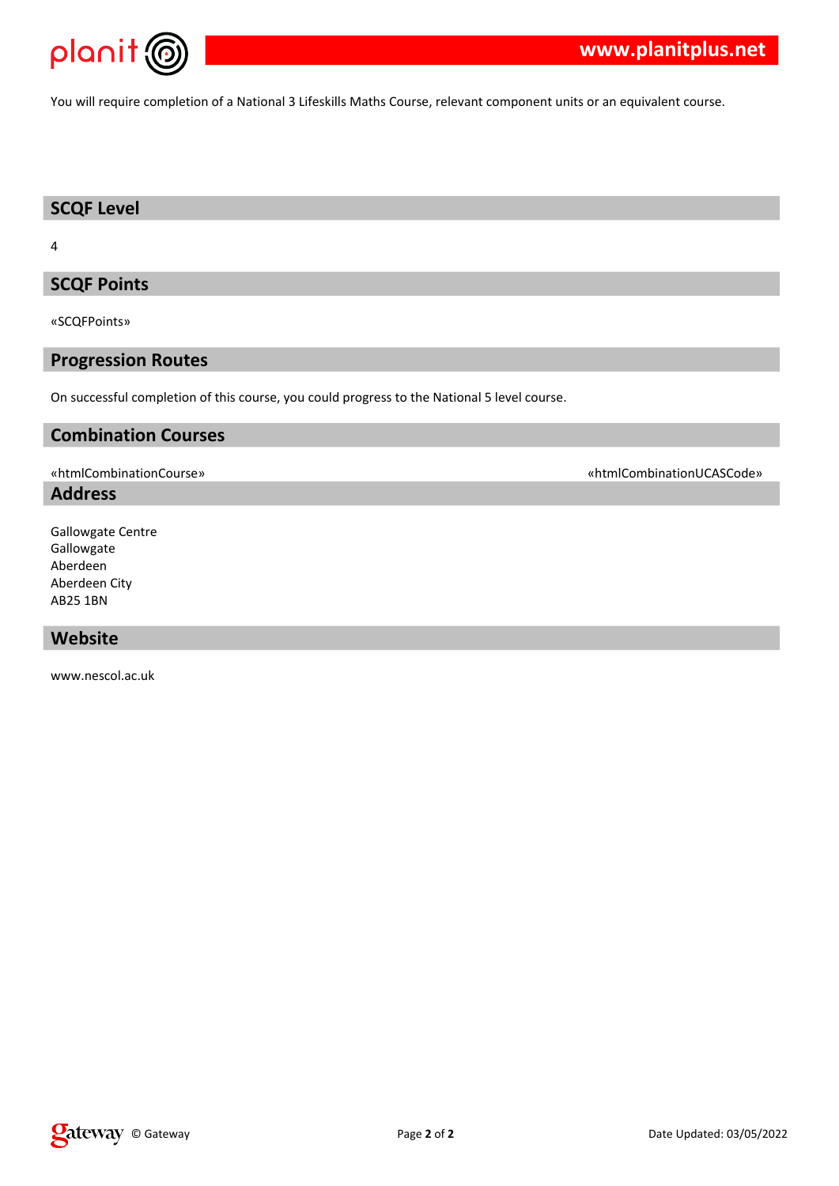You will require completion of a National 3 Lifeskills Maths Course, relevant component units or an equivalent course.

## SCQF Level

4

## SCQF Points

«SCQFPoints»

## Progression Routes

On successful completion of this course, you could progress to the National 5 level course.

## Combination Courses

«htmlCombinationCourse» «htmlCombinationUCASCode»

## Address

Gallowgate Centre
Gallowgate
Aberdeen
Aberdeen City
AB25 1BN

## Website

www.nescol.ac.uk